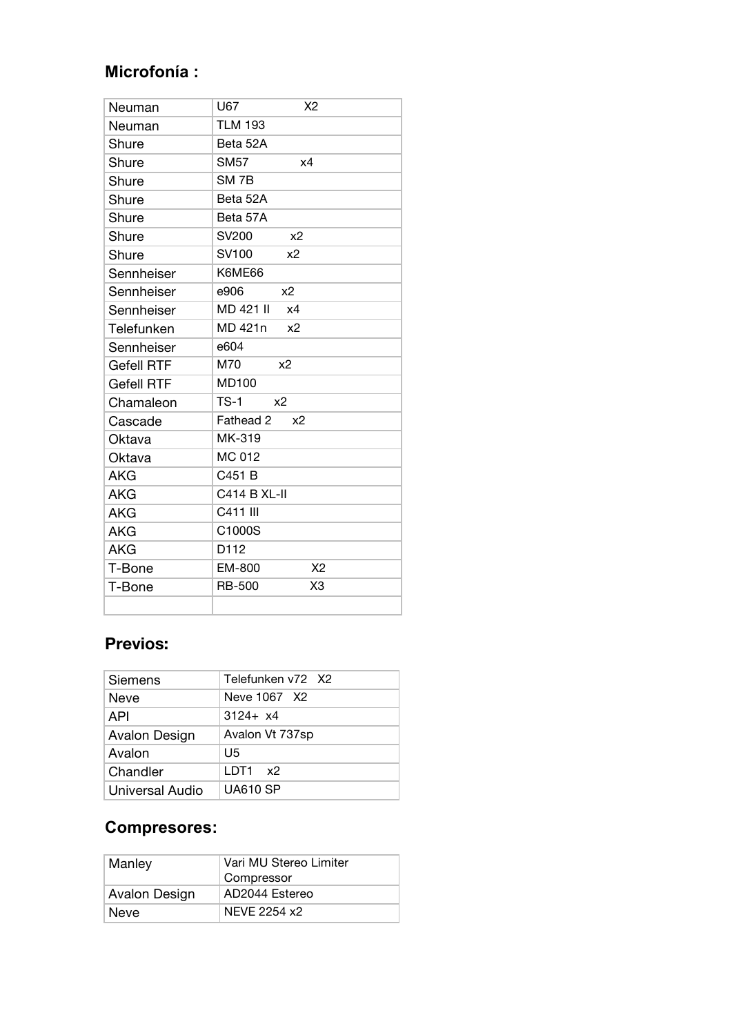## Microfonía :

| | |
|---|---|
| Neuman | U67 X2 |
| Neuman | TLM 193 |
| Shure | Beta 52A |
| Shure | SM57 x4 |
| Shure | SM 7B |
| Shure | Beta 52A |
| Shure | Beta 57A |
| Shure | SV200 x2 |
| Shure | SV100 x2 |
| Sennheiser | K6ME66 |
| Sennheiser | e906 x2 |
| Sennheiser | MD 421 II x4 |
| Telefunken | MD 421n x2 |
| Sennheiser | e604 |
| Gefell RTF | M70 x2 |
| Gefell RTF | MD100 |
| Chamaleon | TS-1 x2 |
| Cascade | Fathead 2 x2 |
| Oktava | MK-319 |
| Oktava | MC 012 |
| AKG | C451 B |
| AKG | C414 B XL-II |
| AKG | C411 III |
| AKG | C1000S |
| AKG | D112 |
| T-Bone | EM-800 X2 |
| T-Bone | RB-500 X3 |
| | |

## Previos:

| | |
|---|---|
| Siemens | Telefunken v72 X2 |
| Neve | Neve 1067 X2 |
| API | 3124+ x4 |
| Avalon Design | Avalon Vt 737sp |
| Avalon | U5 |
| Chandler | LDT1 x2 |
| Universal Audio | UA610 SP |

## Compresores:

| | |
|---|---|
| Manley | Vari MU Stereo Limiter Compressor |
| Avalon Design | AD2044 Estereo |
| Neve | NEVE 2254 x2 |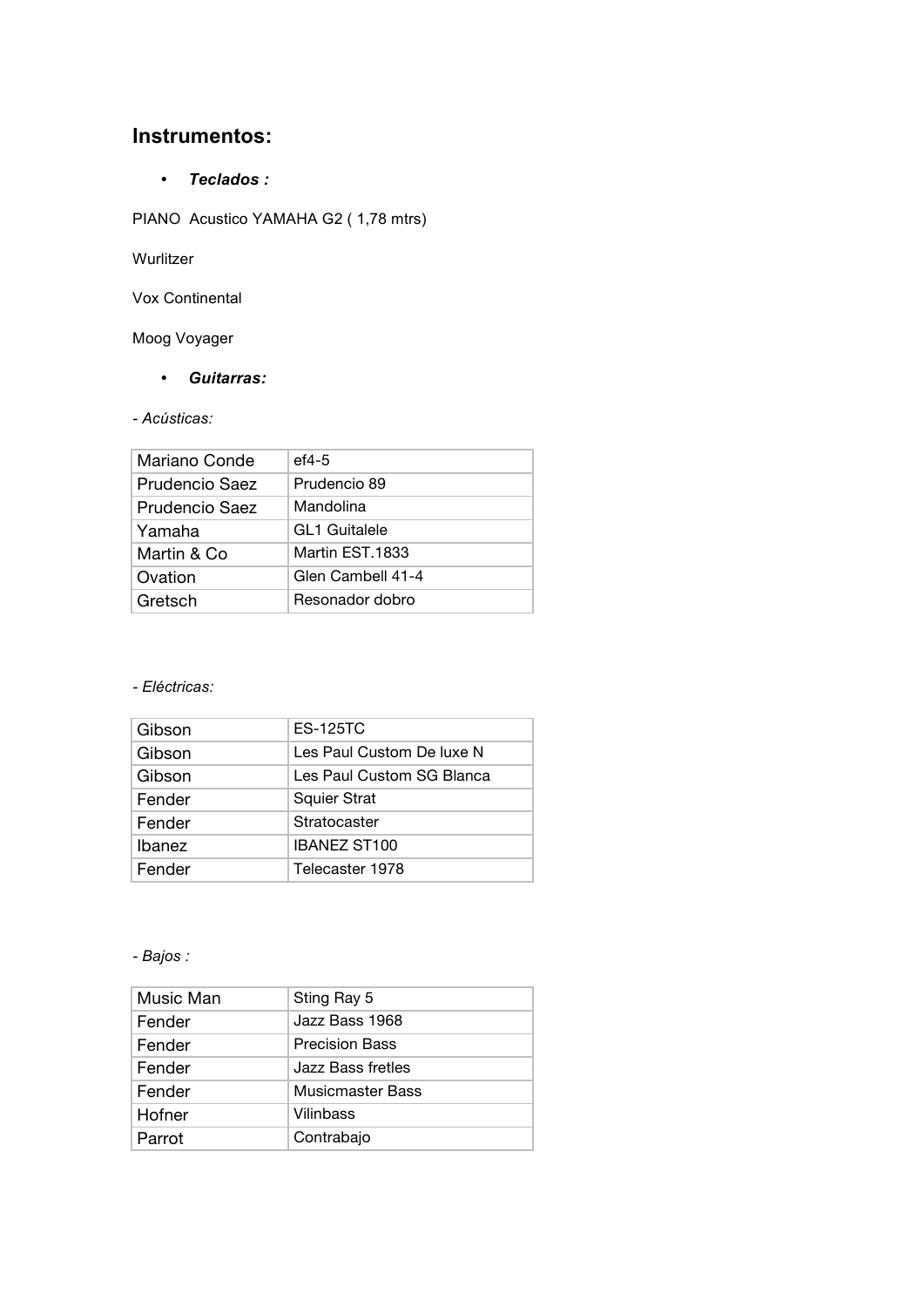## Instrumentos:

- ***Teclados :***

PIANO  Acustico YAMAHA G2 ( 1,78 mtrs)

Wurlitzer

Vox Continental

Moog Voyager

- ***Guitarras:***

*- Acústicas:*

| | |
|---|---|
| Mariano Conde | ef4-5 |
| Prudencio Saez | Prudencio 89 |
| Prudencio Saez | Mandolina |
| Yamaha | GL1 Guitalele |
| Martin & Co | Martin EST.1833 |
| Ovation | Glen Cambell 41-4 |
| Gretsch | Resonador dobro |

*- Eléctricas:*

| | |
|---|---|
| Gibson | ES-125TC |
| Gibson | Les Paul Custom De luxe N |
| Gibson | Les Paul Custom SG Blanca |
| Fender | Squier Strat |
| Fender | Stratocaster |
| Ibanez | IBANEZ ST100 |
| Fender | Telecaster 1978 |

*- Bajos :*

| | |
|---|---|
| Music Man | Sting Ray 5 |
| Fender | Jazz Bass 1968 |
| Fender | Precision Bass |
| Fender | Jazz Bass fretles |
| Fender | Musicmaster Bass |
| Hofner | Vilinbass |
| Parrot | Contrabajo |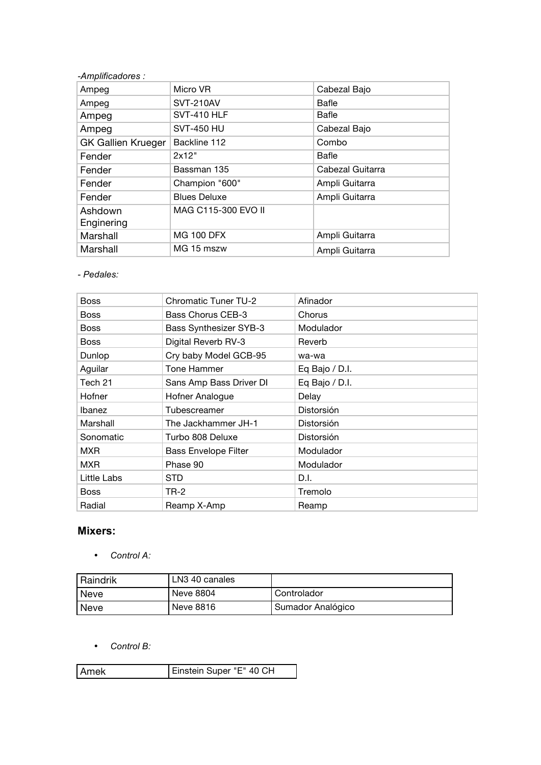*-Amplificadores :*

| | | |
|---|---|---|
| Ampeg | Micro VR | Cabezal Bajo |
| Ampeg | SVT-210AV | Bafle |
| Ampeg | SVT-410 HLF | Bafle |
| Ampeg | SVT-450 HU | Cabezal Bajo |
| GK Gallien Krueger | Backline 112 | Combo |
| Fender | 2x12" | Bafle |
| Fender | Bassman 135 | Cabezal Guitarra |
| Fender | Champion "600" | Ampli Guitarra |
| Fender | Blues Deluxe | Ampli Guitarra |
| Ashdown Enginering | MAG C115-300 EVO II | |
| Marshall | MG 100 DFX | Ampli Guitarra |
| Marshall | MG 15 mszw | Ampli Guitarra |

*- Pedales:*

| | | |
|---|---|---|
| Boss | Chromatic Tuner TU-2 | Afinador |
| Boss | Bass Chorus CEB-3 | Chorus |
| Boss | Bass Synthesizer SYB-3 | Modulador |
| Boss | Digital Reverb RV-3 | Reverb |
| Dunlop | Cry baby Model GCB-95 | wa-wa |
| Aguilar | Tone Hammer | Eq Bajo / D.I. |
| Tech 21 | Sans Amp Bass Driver DI | Eq Bajo / D.I. |
| Hofner | Hofner Analogue | Delay |
| Ibanez | Tubescreamer | Distorsión |
| Marshall | The Jackhammer JH-1 | Distorsión |
| Sonomatic | Turbo 808 Deluxe | Distorsión |
| MXR | Bass Envelope Filter | Modulador |
| MXR | Phase 90 | Modulador |
| Little Labs | STD | D.I. |
| Boss | TR-2 | Tremolo |
| Radial | Reamp X-Amp | Reamp |

## Mixers:

- *Control A:*

| | | |
|---|---|---|
| Raindrik | LN3 40 canales | |
| Neve | Neve 8804 | Controlador |
| Neve | Neve 8816 | Sumador Analógico |

- *Control B:*

| | |
|---|---|
| Amek | Einstein Super "E" 40 CH |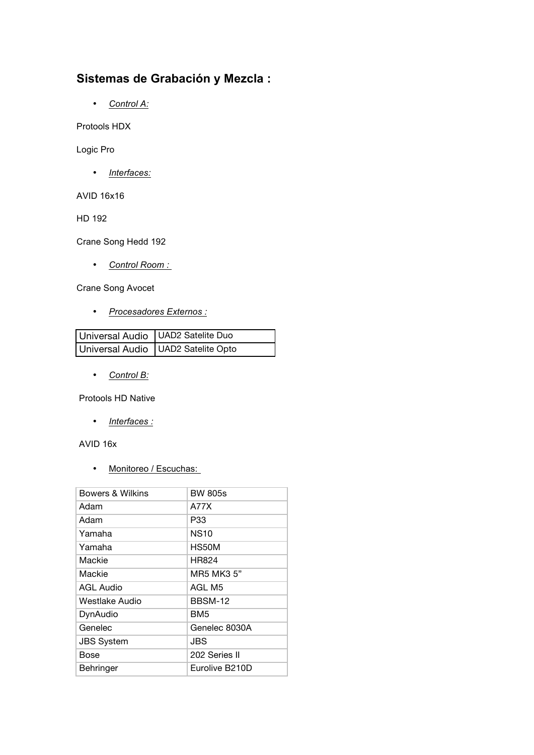## Sistemas de Grabación y Mezcla :

- *Control A:*

Protools HDX

Logic Pro

- *Interfaces:*

AVID 16x16

HD 192

Crane Song Hedd 192

- *Control Room :*

Crane Song Avocet

- *Procesadores Externos :*

| | |
|---|---|
| Universal Audio | UAD2 Satelite Duo |
| Universal Audio | UAD2 Satelite Opto |

- *Control B:*

Protools HD Native

- *Interfaces :*

AVID 16x

- Monitoreo / Escuchas:

| | |
|---|---|
| Bowers & Wilkins | BW 805s |
| Adam | A77X |
| Adam | P33 |
| Yamaha | NS10 |
| Yamaha | HS50M |
| Mackie | HR824 |
| Mackie | MR5 MK3 5” |
| AGL Audio | AGL M5 |
| Westlake Audio | BBSM-12 |
| DynAudio | BM5 |
| Genelec | Genelec 8030A |
| JBS System | JBS |
| Bose | 202 Series II |
| Behringer | Eurolive B210D |